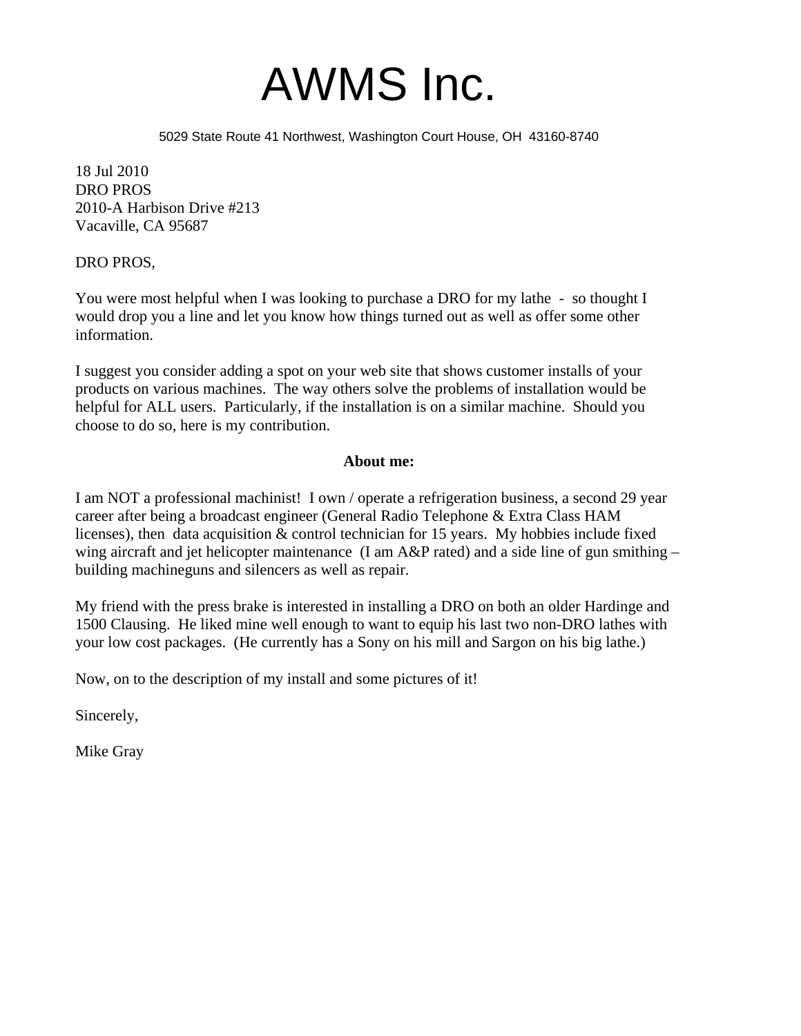# AWMS Inc.

5029 State Route 41 Northwest, Washington Court House, OH 43160-8740

18 Jul 2010
DRO PROS
2010-A Harbison Drive #213
Vacaville, CA 95687

DRO PROS,

You were most helpful when I was looking to purchase a DRO for my lathe - so thought I would drop you a line and let you know how things turned out as well as offer some other information.

I suggest you consider adding a spot on your web site that shows customer installs of your products on various machines. The way others solve the problems of installation would be helpful for ALL users. Particularly, if the installation is on a similar machine. Should you choose to do so, here is my contribution.

**About me:**

I am NOT a professional machinist! I own / operate a refrigeration business, a second 29 year career after being a broadcast engineer (General Radio Telephone & Extra Class HAM licenses), then data acquisition & control technician for 15 years. My hobbies include fixed wing aircraft and jet helicopter maintenance (I am A&P rated) and a side line of gun smithing – building machineguns and silencers as well as repair.

My friend with the press brake is interested in installing a DRO on both an older Hardinge and 1500 Clausing. He liked mine well enough to want to equip his last two non-DRO lathes with your low cost packages. (He currently has a Sony on his mill and Sargon on his big lathe.)

Now, on to the description of my install and some pictures of it!

Sincerely,

Mike Gray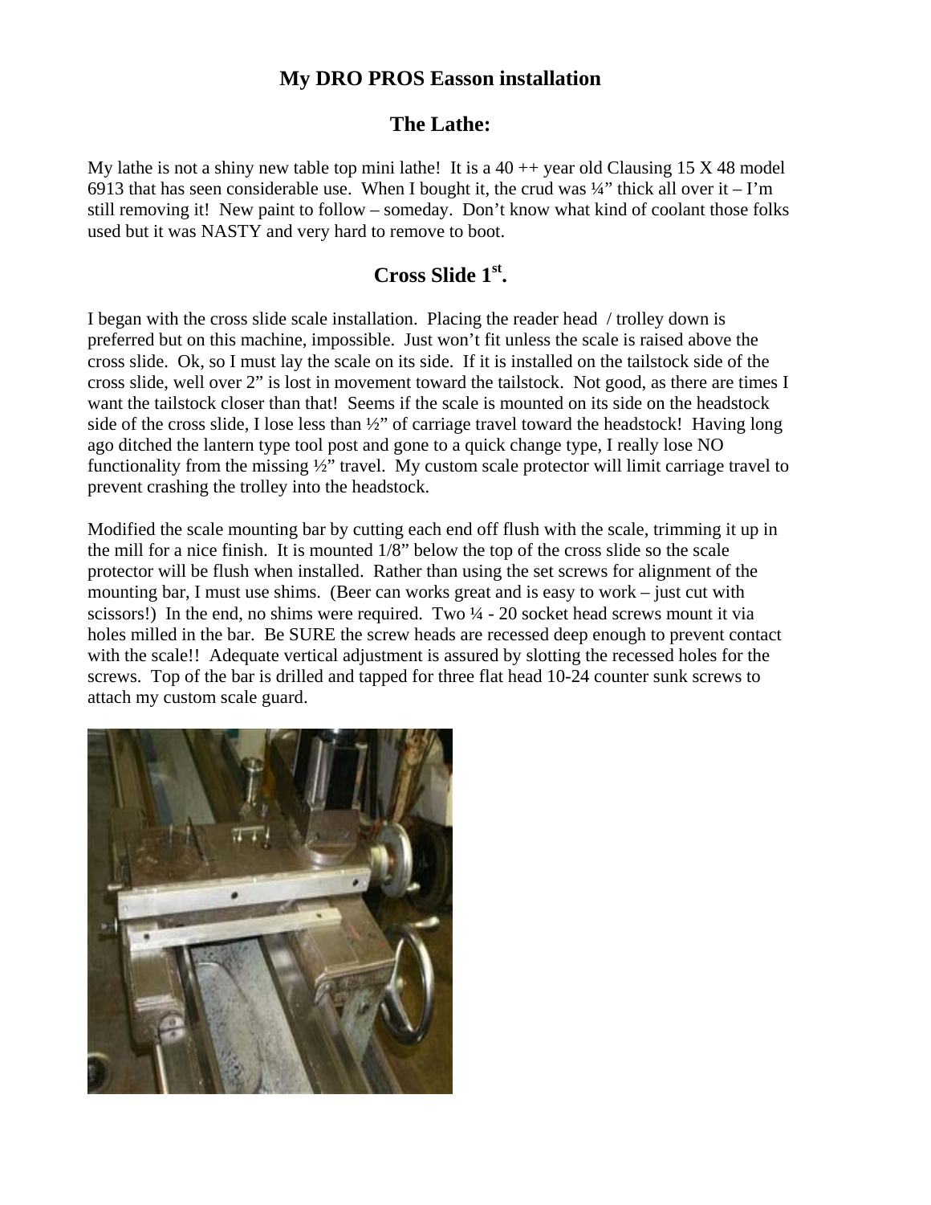# My DRO PROS Easson installation

## The Lathe:

My lathe is not a shiny new table top mini lathe! It is a 40 ++ year old Clausing 15 X 48 model 6913 that has seen considerable use. When I bought it, the crud was ¼" thick all over it – I'm still removing it! New paint to follow – someday. Don't know what kind of coolant those folks used but it was NASTY and very hard to remove to boot.

## Cross Slide 1st.

I began with the cross slide scale installation. Placing the reader head / trolley down is preferred but on this machine, impossible. Just won't fit unless the scale is raised above the cross slide. Ok, so I must lay the scale on its side. If it is installed on the tailstock side of the cross slide, well over 2" is lost in movement toward the tailstock. Not good, as there are times I want the tailstock closer than that! Seems if the scale is mounted on its side on the headstock side of the cross slide, I lose less than ½" of carriage travel toward the headstock! Having long ago ditched the lantern type tool post and gone to a quick change type, I really lose NO functionality from the missing ½" travel. My custom scale protector will limit carriage travel to prevent crashing the trolley into the headstock.

Modified the scale mounting bar by cutting each end off flush with the scale, trimming it up in the mill for a nice finish. It is mounted 1/8" below the top of the cross slide so the scale protector will be flush when installed. Rather than using the set screws for alignment of the mounting bar, I must use shims. (Beer can works great and is easy to work – just cut with scissors!) In the end, no shims were required. Two ¼ - 20 socket head screws mount it via holes milled in the bar. Be SURE the screw heads are recessed deep enough to prevent contact with the scale!! Adequate vertical adjustment is assured by slotting the recessed holes for the screws. Top of the bar is drilled and tapped for three flat head 10-24 counter sunk screws to attach my custom scale guard.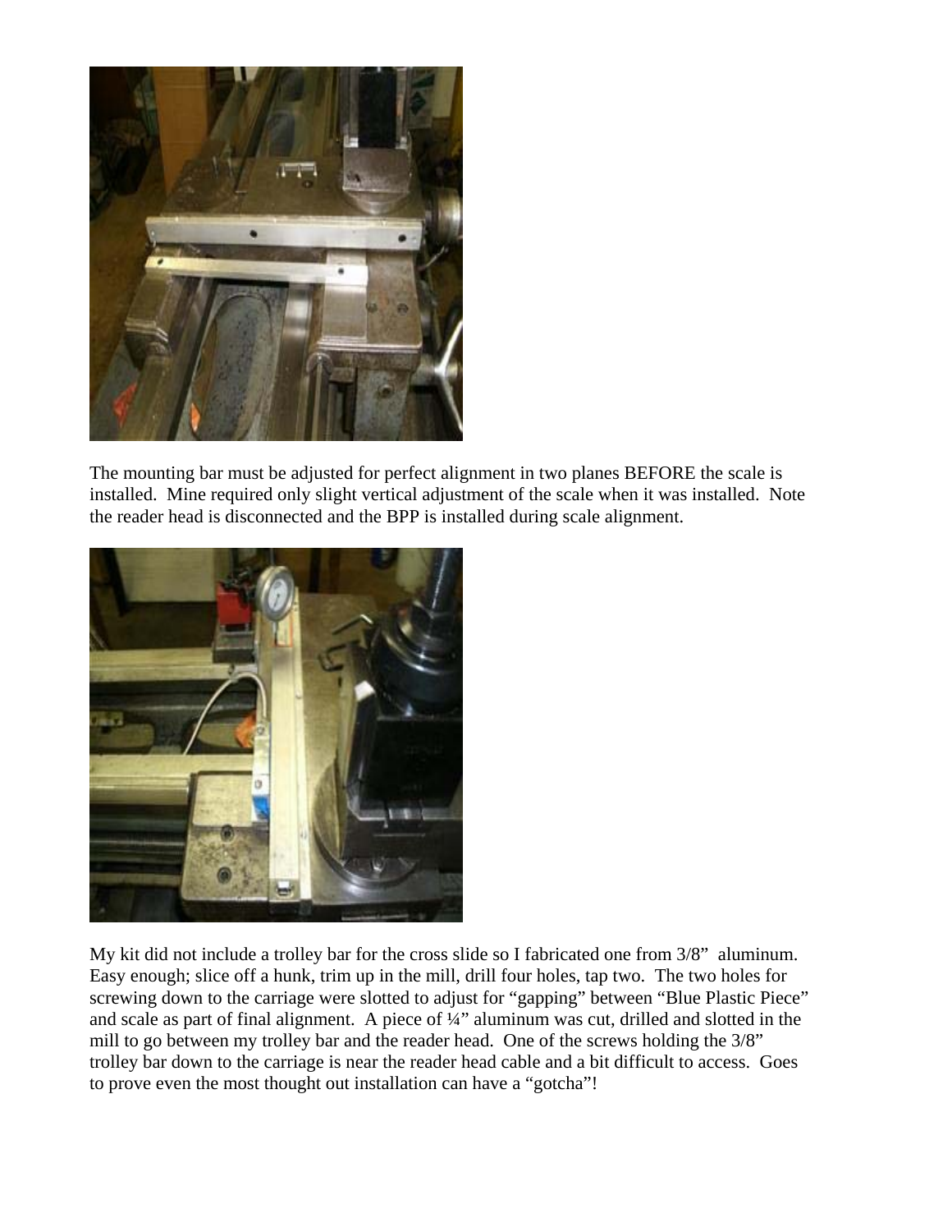The mounting bar must be adjusted for perfect alignment in two planes BEFORE the scale is installed. Mine required only slight vertical adjustment of the scale when it was installed. Note the reader head is disconnected and the BPP is installed during scale alignment.

My kit did not include a trolley bar for the cross slide so I fabricated one from 3/8" aluminum. Easy enough; slice off a hunk, trim up in the mill, drill four holes, tap two. The two holes for screwing down to the carriage were slotted to adjust for "gapping" between "Blue Plastic Piece" and scale as part of final alignment. A piece of ¼" aluminum was cut, drilled and slotted in the mill to go between my trolley bar and the reader head. One of the screws holding the 3/8" trolley bar down to the carriage is near the reader head cable and a bit difficult to access. Goes to prove even the most thought out installation can have a "gotcha"!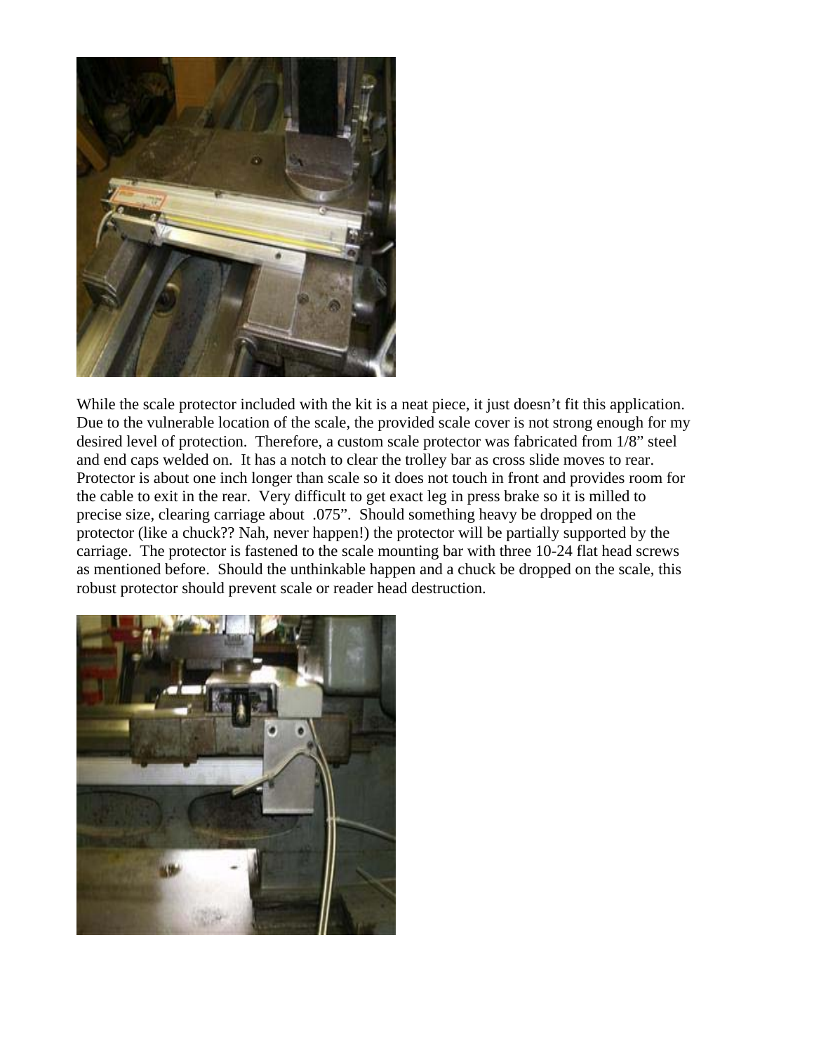While the scale protector included with the kit is a neat piece, it just doesn't fit this application. Due to the vulnerable location of the scale, the provided scale cover is not strong enough for my desired level of protection. Therefore, a custom scale protector was fabricated from 1/8" steel and end caps welded on. It has a notch to clear the trolley bar as cross slide moves to rear. Protector is about one inch longer than scale so it does not touch in front and provides room for the cable to exit in the rear. Very difficult to get exact leg in press brake so it is milled to precise size, clearing carriage about .075". Should something heavy be dropped on the protector (like a chuck?? Nah, never happen!) the protector will be partially supported by the carriage. The protector is fastened to the scale mounting bar with three 10-24 flat head screws as mentioned before. Should the unthinkable happen and a chuck be dropped on the scale, this robust protector should prevent scale or reader head destruction.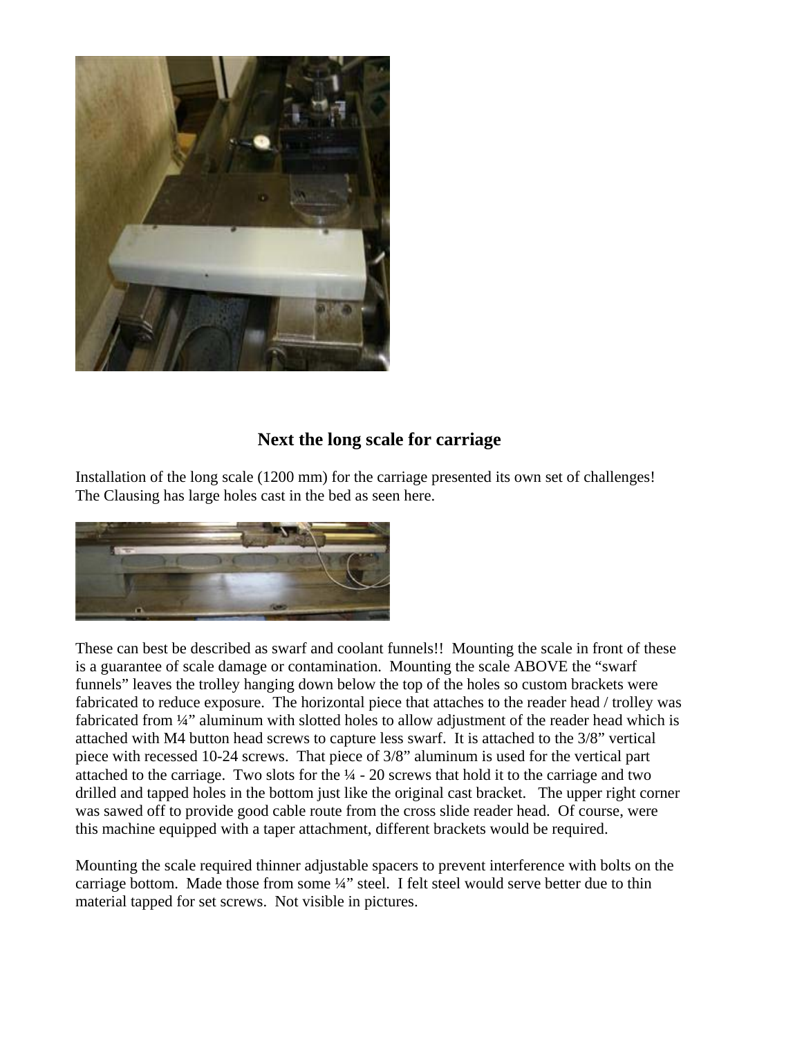## Next the long scale for carriage

Installation of the long scale (1200 mm) for the carriage presented its own set of challenges! The Clausing has large holes cast in the bed as seen here.

These can best be described as swarf and coolant funnels!! Mounting the scale in front of these is a guarantee of scale damage or contamination. Mounting the scale ABOVE the "swarf funnels" leaves the trolley hanging down below the top of the holes so custom brackets were fabricated to reduce exposure. The horizontal piece that attaches to the reader head / trolley was fabricated from ¼" aluminum with slotted holes to allow adjustment of the reader head which is attached with M4 button head screws to capture less swarf. It is attached to the 3/8" vertical piece with recessed 10-24 screws. That piece of 3/8" aluminum is used for the vertical part attached to the carriage. Two slots for the ¼ - 20 screws that hold it to the carriage and two drilled and tapped holes in the bottom just like the original cast bracket. The upper right corner was sawed off to provide good cable route from the cross slide reader head. Of course, were this machine equipped with a taper attachment, different brackets would be required.

Mounting the scale required thinner adjustable spacers to prevent interference with bolts on the carriage bottom. Made those from some ¼" steel. I felt steel would serve better due to thin material tapped for set screws. Not visible in pictures.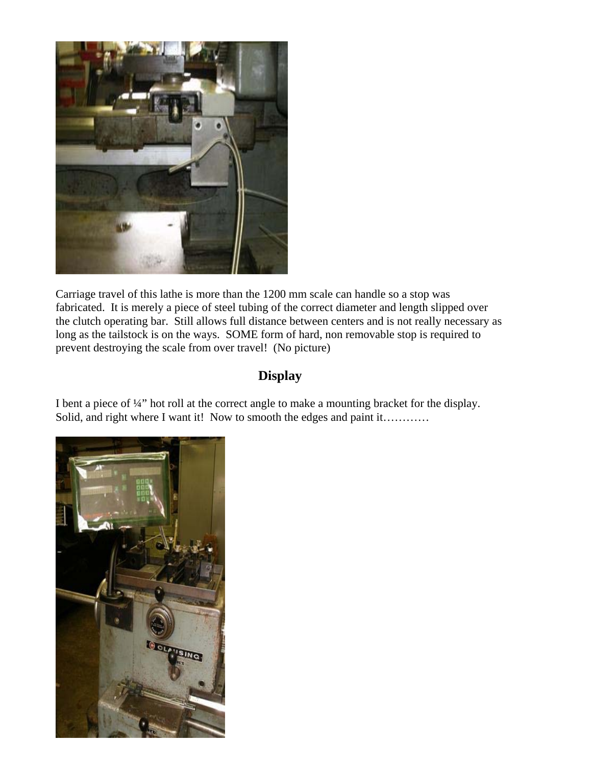Carriage travel of this lathe is more than the 1200 mm scale can handle so a stop was fabricated. It is merely a piece of steel tubing of the correct diameter and length slipped over the clutch operating bar. Still allows full distance between centers and is not really necessary as long as the tailstock is on the ways. SOME form of hard, non removable stop is required to prevent destroying the scale from over travel! (No picture)

## Display

I bent a piece of ¼" hot roll at the correct angle to make a mounting bracket for the display. Solid, and right where I want it! Now to smooth the edges and paint it…………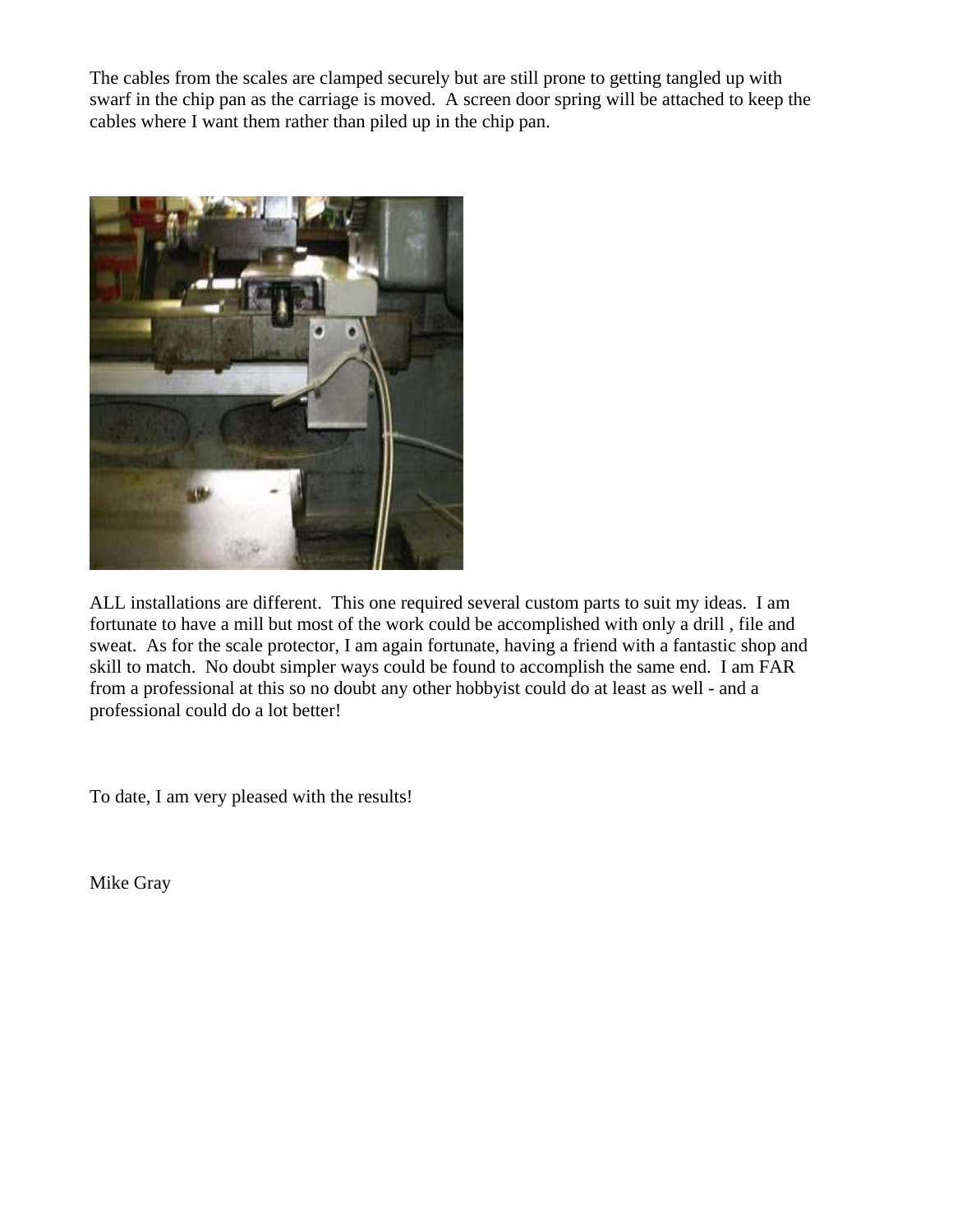The cables from the scales are clamped securely but are still prone to getting tangled up with swarf in the chip pan as the carriage is moved. A screen door spring will be attached to keep the cables where I want them rather than piled up in the chip pan.

ALL installations are different. This one required several custom parts to suit my ideas. I am fortunate to have a mill but most of the work could be accomplished with only a drill , file and sweat. As for the scale protector, I am again fortunate, having a friend with a fantastic shop and skill to match. No doubt simpler ways could be found to accomplish the same end. I am FAR from a professional at this so no doubt any other hobbyist could do at least as well - and a professional could do a lot better!

To date, I am very pleased with the results!

Mike Gray